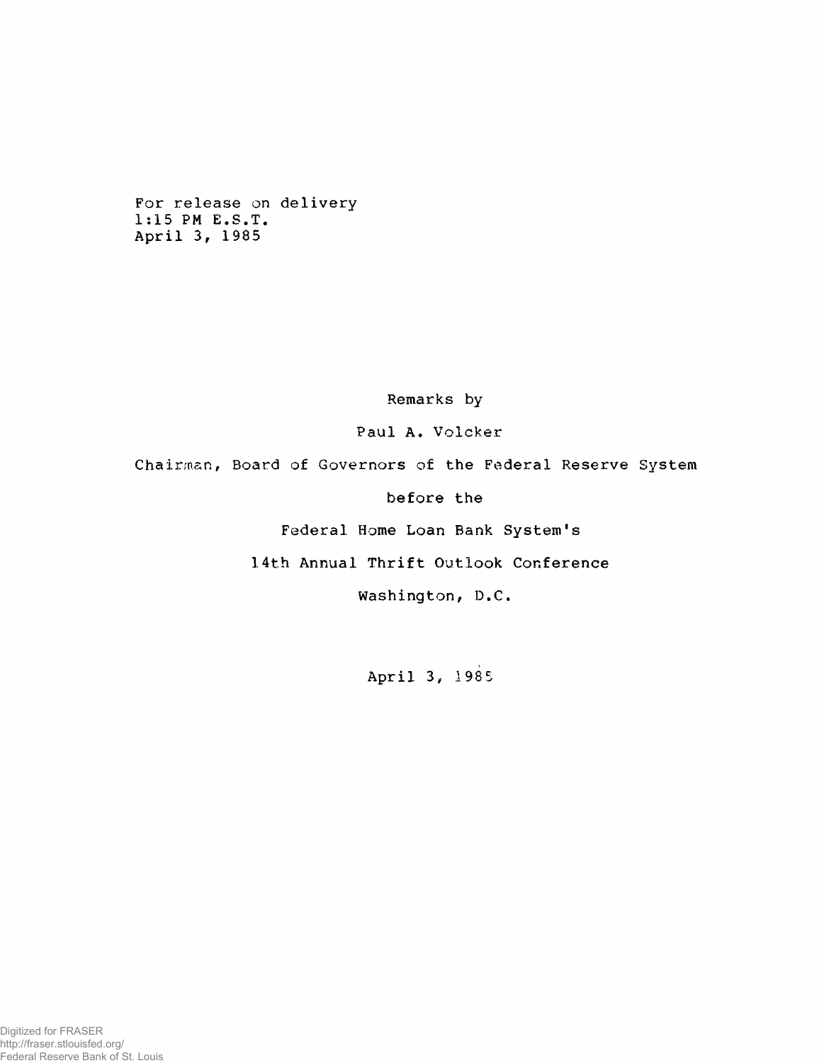For release on delivery
1:15 PM E.S.T.
April 3, 1985

Remarks by

Paul A. Volcker

Chairman, Board of Governors of the Federal Reserve System

before the

Federal Home Loan Bank System's

14th Annual Thrift Outlook Conference

Washington, D.C.

April 3, 1985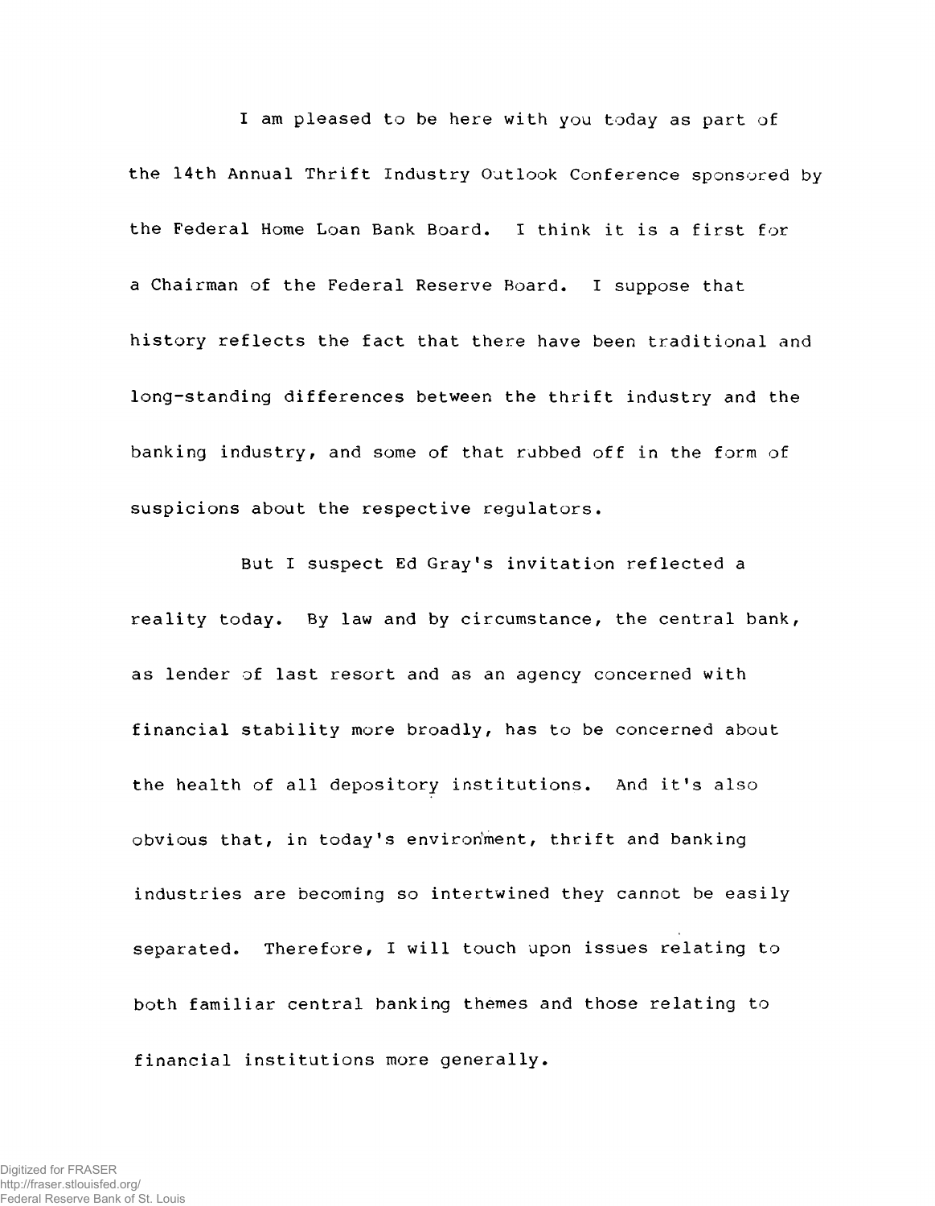I am pleased to be here with you today as part of the 14th Annual Thrift Industry Outlook Conference sponsored by the Federal Home Loan Bank Board. I think it is a first for a Chairman of the Federal Reserve Board. I suppose that history reflects the fact that there have been traditional and long-standing differences between the thrift industry and the banking industry, and some of that rubbed off in the form of suspicions about the respective regulators.

But I suspect Ed Gray's invitation reflected a reality today. By law and by circumstance, the central bank, as lender of last resort and as an agency concerned with financial stability more broadly, has to be concerned about the health of all depository institutions. And it's also obvious that, in today's environment, thrift and banking industries are becoming so intertwined they cannot be easily separated. Therefore, I will touch upon issues relating to both familiar central banking themes and those relating to financial institutions more generally.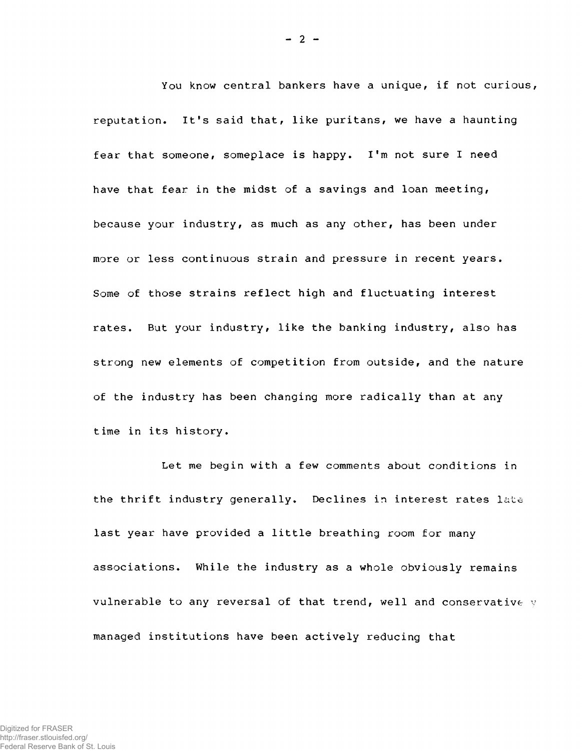You know central bankers have a unique, if not curious, reputation. It's said that, like puritans, we have a haunting fear that someone, someplace is happy. I'm not sure I need have that fear in the midst of a savings and loan meeting, because your industry, as much as any other, has been under more or less continuous strain and pressure in recent years. Some of those strains reflect high and fluctuating interest rates. But your industry, like the banking industry, also has strong new elements of competition from outside, and the nature of the industry has been changing more radically than at any time in its history.

Let me begin with a few comments about conditions in the thrift industry generally. Declines in interest rates late last year have provided a little breathing room for many associations. While the industry as a whole obviously remains vulnerable to any reversal of that trend, well and conservatively managed institutions have been actively reducing that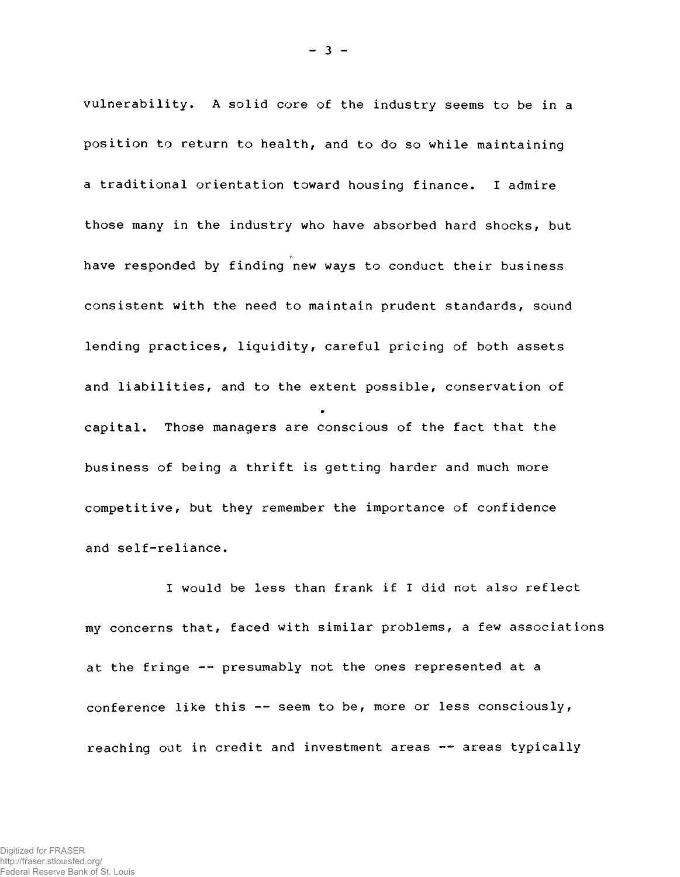vulnerability. A solid core of the industry seems to be in a position to return to health, and to do so while maintaining a traditional orientation toward housing finance. I admire those many in the industry who have absorbed hard shocks, but have responded by finding new ways to conduct their business consistent with the need to maintain prudent standards, sound lending practices, liquidity, careful pricing of both assets and liabilities, and to the extent possible, conservation of capital. Those managers are conscious of the fact that the business of being a thrift is getting harder and much more competitive, but they remember the importance of confidence and self-reliance.

I would be less than frank if I did not also reflect my concerns that, faced with similar problems, a few associations at the fringe -- presumably not the ones represented at a conference like this -- seem to be, more or less consciously, reaching out in credit and investment areas -- areas typically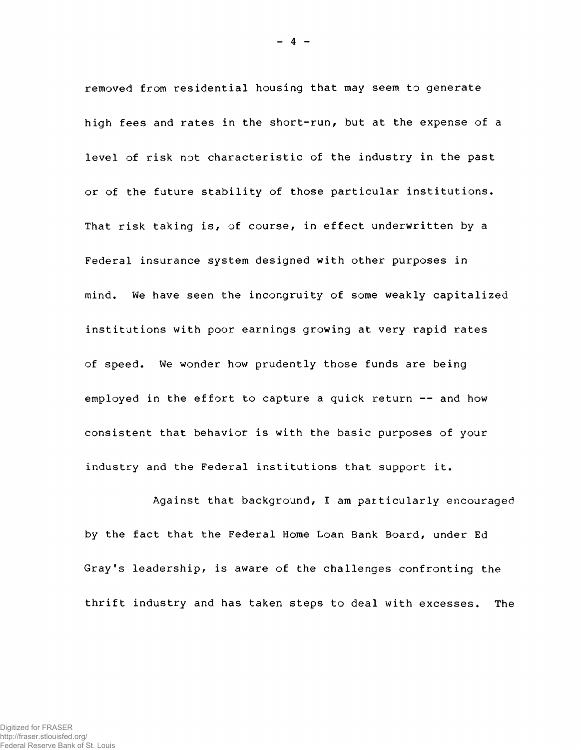removed from residential housing that may seem to generate high fees and rates in the short-run, but at the expense of a level of risk not characteristic of the industry in the past or of the future stability of those particular institutions. That risk taking is, of course, in effect underwritten by a Federal insurance system designed with other purposes in mind. We have seen the incongruity of some weakly capitalized institutions with poor earnings growing at very rapid rates of speed. We wonder how prudently those funds are being employed in the effort to capture a quick return -- and how consistent that behavior is with the basic purposes of your industry and the Federal institutions that support it.

Against that background, I am particularly encouraged by the fact that the Federal Home Loan Bank Board, under Ed Gray's leadership, is aware of the challenges confronting the thrift industry and has taken steps to deal with excesses. The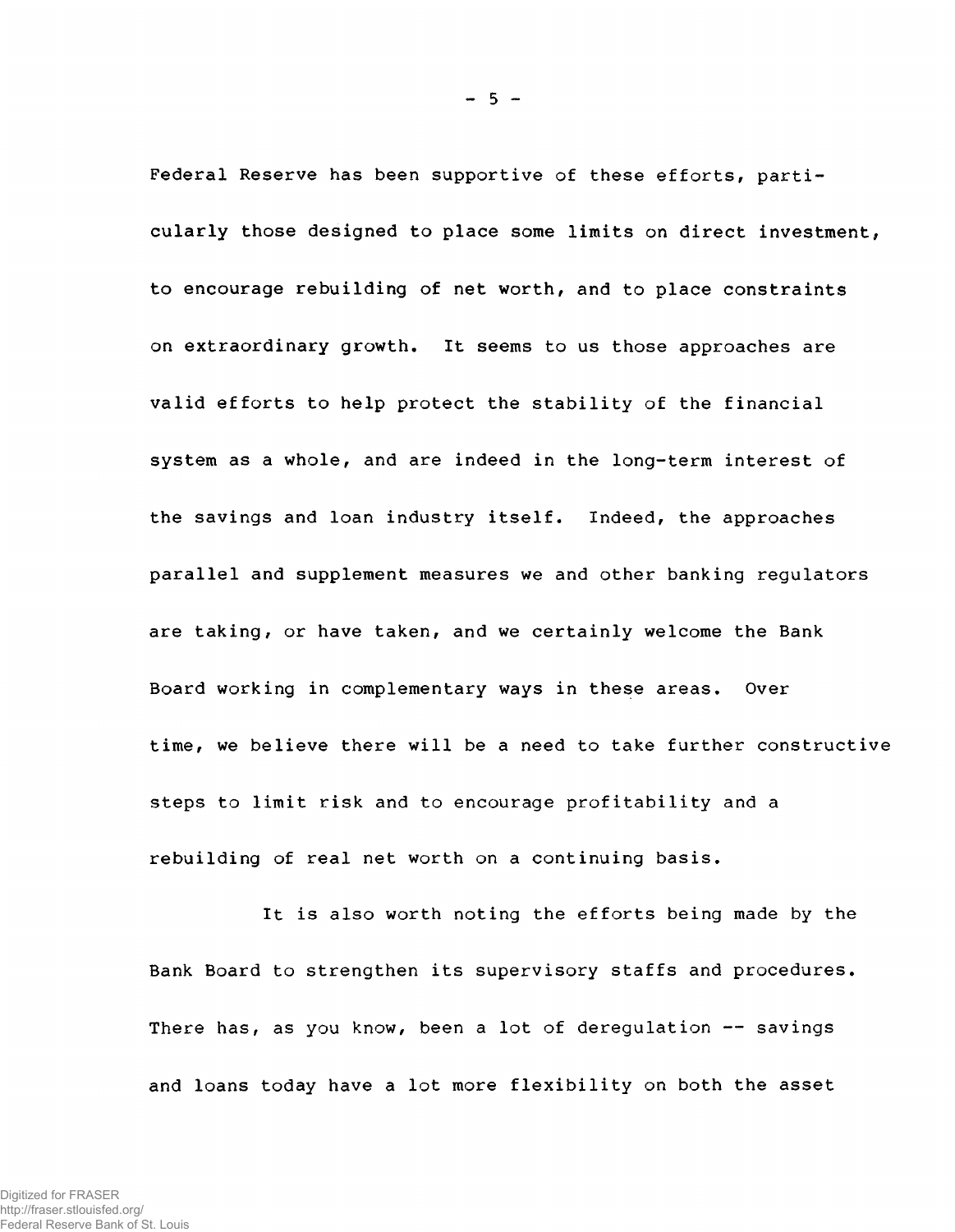Federal Reserve has been supportive of these efforts, particularly those designed to place some limits on direct investment, to encourage rebuilding of net worth, and to place constraints on extraordinary growth. It seems to us those approaches are valid efforts to help protect the stability of the financial system as a whole, and are indeed in the long-term interest of the savings and loan industry itself. Indeed, the approaches parallel and supplement measures we and other banking regulators are taking, or have taken, and we certainly welcome the Bank Board working in complementary ways in these areas. Over time, we believe there will be a need to take further constructive steps to limit risk and to encourage profitability and a rebuilding of real net worth on a continuing basis.

It is also worth noting the efforts being made by the Bank Board to strengthen its supervisory staffs and procedures. There has, as you know, been a lot of deregulation -- savings and loans today have a lot more flexibility on both the asset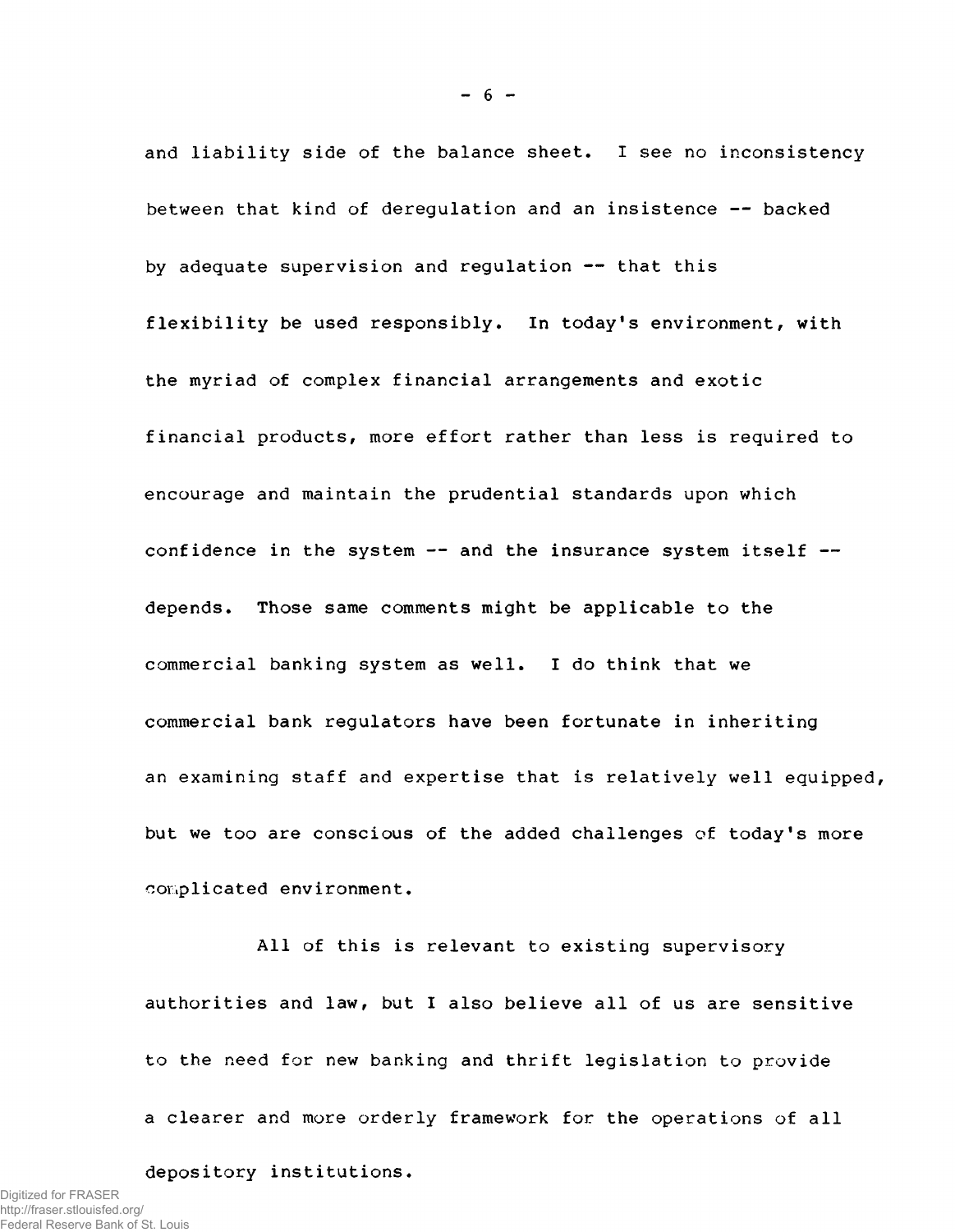and liability side of the balance sheet. I see no inconsistency between that kind of deregulation and an insistence -- backed by adequate supervision and regulation -- that this flexibility be used responsibly. In today's environment, with the myriad of complex financial arrangements and exotic financial products, more effort rather than less is required to encourage and maintain the prudential standards upon which confidence in the system -- and the insurance system itself -- depends. Those same comments might be applicable to the commercial banking system as well. I do think that we commercial bank regulators have been fortunate in inheriting an examining staff and expertise that is relatively well equipped, but we too are conscious of the added challenges of today's more complicated environment.

All of this is relevant to existing supervisory authorities and law, but I also believe all of us are sensitive to the need for new banking and thrift legislation to provide a clearer and more orderly framework for the operations of all depository institutions.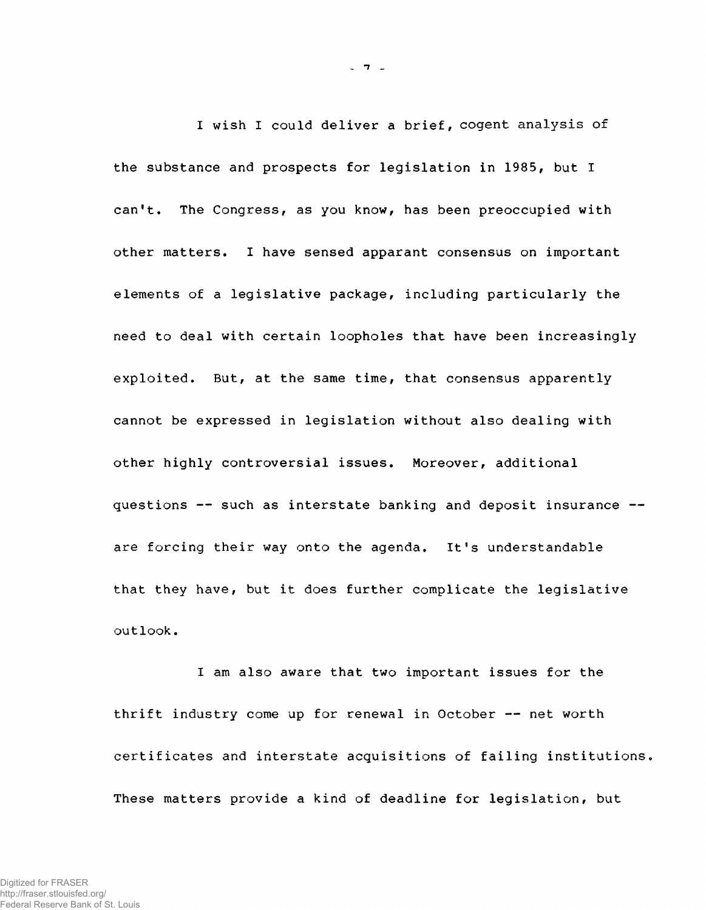I wish I could deliver a brief, cogent analysis of the substance and prospects for legislation in 1985, but I can't. The Congress, as you know, has been preoccupied with other matters. I have sensed apparant consensus on important elements of a legislative package, including particularly the need to deal with certain loopholes that have been increasingly exploited. But, at the same time, that consensus apparently cannot be expressed in legislation without also dealing with other highly controversial issues. Moreover, additional questions -- such as interstate banking and deposit insurance -- are forcing their way onto the agenda. It's understandable that they have, but it does further complicate the legislative outlook.

I am also aware that two important issues for the thrift industry come up for renewal in October -- net worth certificates and interstate acquisitions of failing institutions. These matters provide a kind of deadline for legislation, but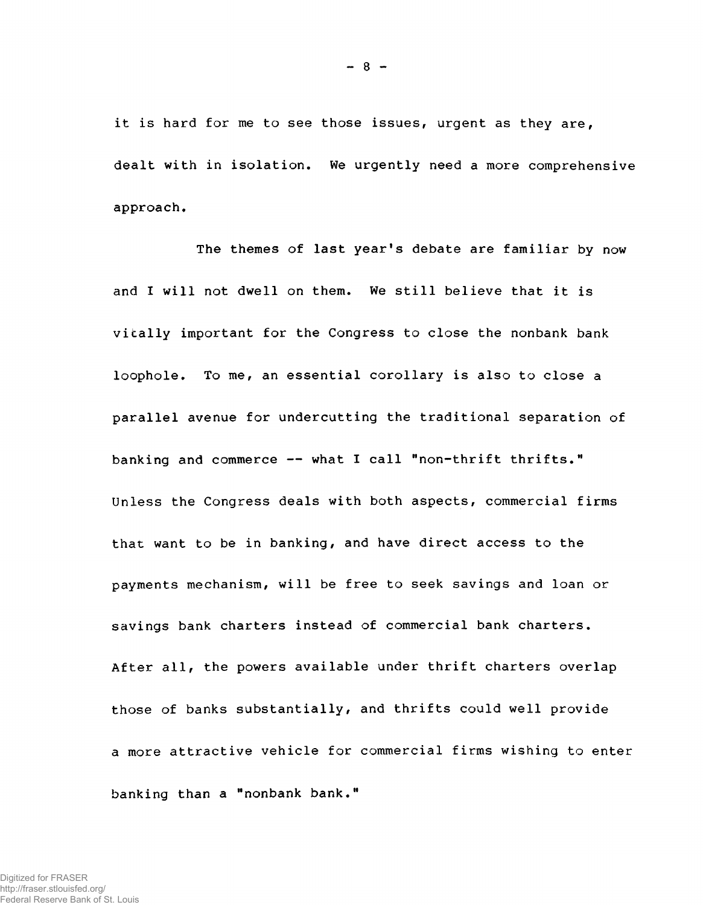it is hard for me to see those issues, urgent as they are, dealt with in isolation. We urgently need a more comprehensive approach.

The themes of last year's debate are familiar by now and I will not dwell on them. We still believe that it is vitally important for the Congress to close the nonbank bank loophole. To me, an essential corollary is also to close a parallel avenue for undercutting the traditional separation of banking and commerce -- what I call "non-thrift thrifts." Unless the Congress deals with both aspects, commercial firms that want to be in banking, and have direct access to the payments mechanism, will be free to seek savings and loan or savings bank charters instead of commercial bank charters. After all, the powers available under thrift charters overlap those of banks substantially, and thrifts could well provide a more attractive vehicle for commercial firms wishing to enter banking than a "nonbank bank."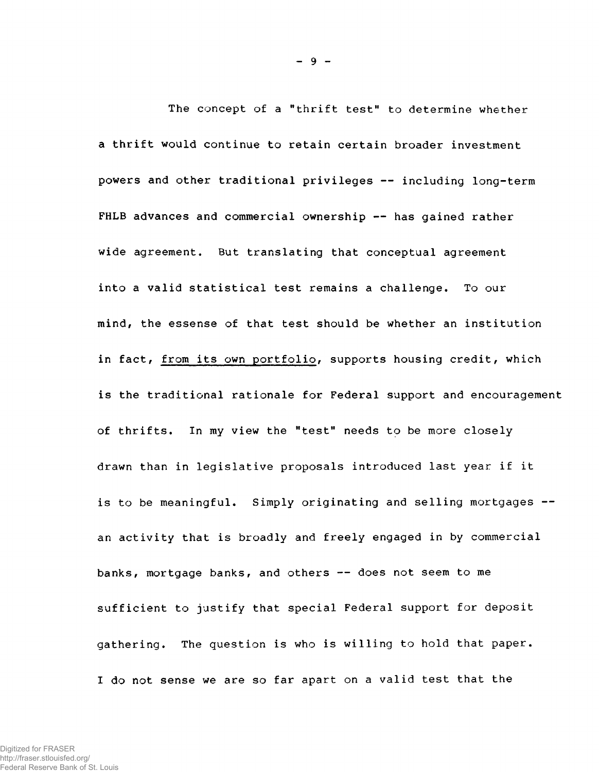The concept of a "thrift test" to determine whether a thrift would continue to retain certain broader investment powers and other traditional privileges -- including long-term FHLB advances and commercial ownership -- has gained rather wide agreement. But translating that conceptual agreement into a valid statistical test remains a challenge. To our mind, the essense of that test should be whether an institution in fact, <u>from its own portfolio</u>, supports housing credit, which is the traditional rationale for Federal support and encouragement of thrifts. In my view the "test" needs to be more closely drawn than in legislative proposals introduced last year if it is to be meaningful. Simply originating and selling mortgages -- an activity that is broadly and freely engaged in by commercial banks, mortgage banks, and others -- does not seem to me sufficient to justify that special Federal support for deposit gathering. The question is who is willing to hold that paper. I do not sense we are so far apart on a valid test that the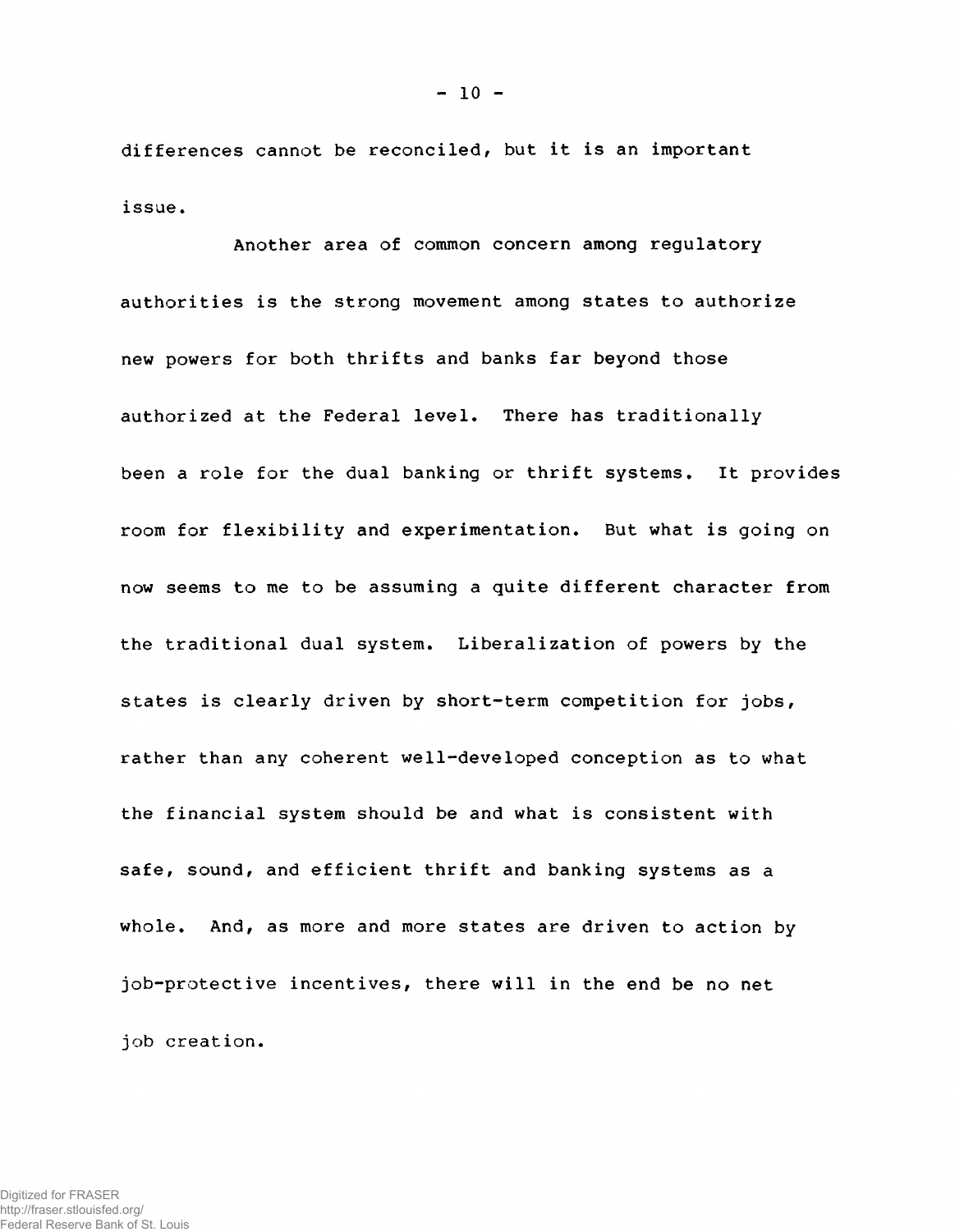differences cannot be reconciled, but it is an important issue.

Another area of common concern among regulatory authorities is the strong movement among states to authorize new powers for both thrifts and banks far beyond those authorized at the Federal level. There has traditionally been a role for the dual banking or thrift systems. It provides room for flexibility and experimentation. But what is going on now seems to me to be assuming a quite different character from the traditional dual system. Liberalization of powers by the states is clearly driven by short-term competition for jobs, rather than any coherent well-developed conception as to what the financial system should be and what is consistent with safe, sound, and efficient thrift and banking systems as a whole. And, as more and more states are driven to action by job-protective incentives, there will in the end be no net job creation.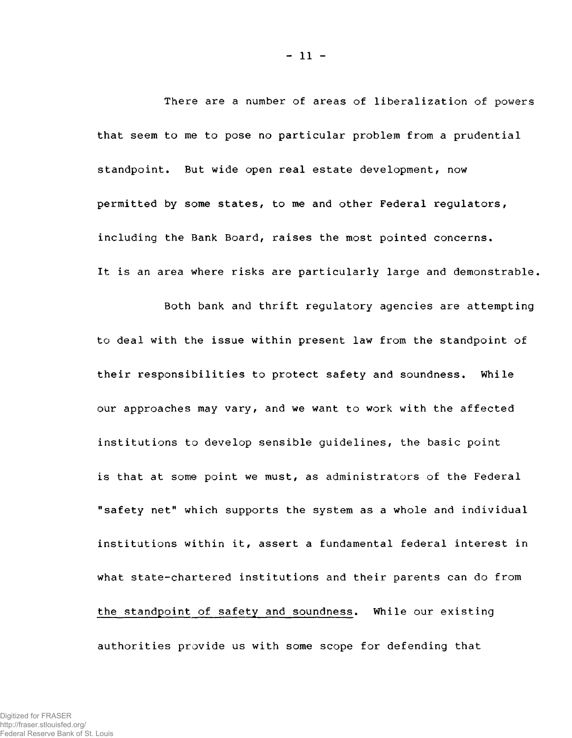There are a number of areas of liberalization of powers that seem to me to pose no particular problem from a prudential standpoint. But wide open real estate development, now permitted by some states, to me and other Federal regulators, including the Bank Board, raises the most pointed concerns. It is an area where risks are particularly large and demonstrable.

Both bank and thrift regulatory agencies are attempting to deal with the issue within present law from the standpoint of their responsibilities to protect safety and soundness. While our approaches may vary, and we want to work with the affected institutions to develop sensible guidelines, the basic point is that at some point we must, as administrators of the Federal "safety net" which supports the system as a whole and individual institutions within it, assert a fundamental federal interest in what state-chartered institutions and their parents can do from <u>the standpoint of safety and soundness</u>. While our existing authorities provide us with some scope for defending that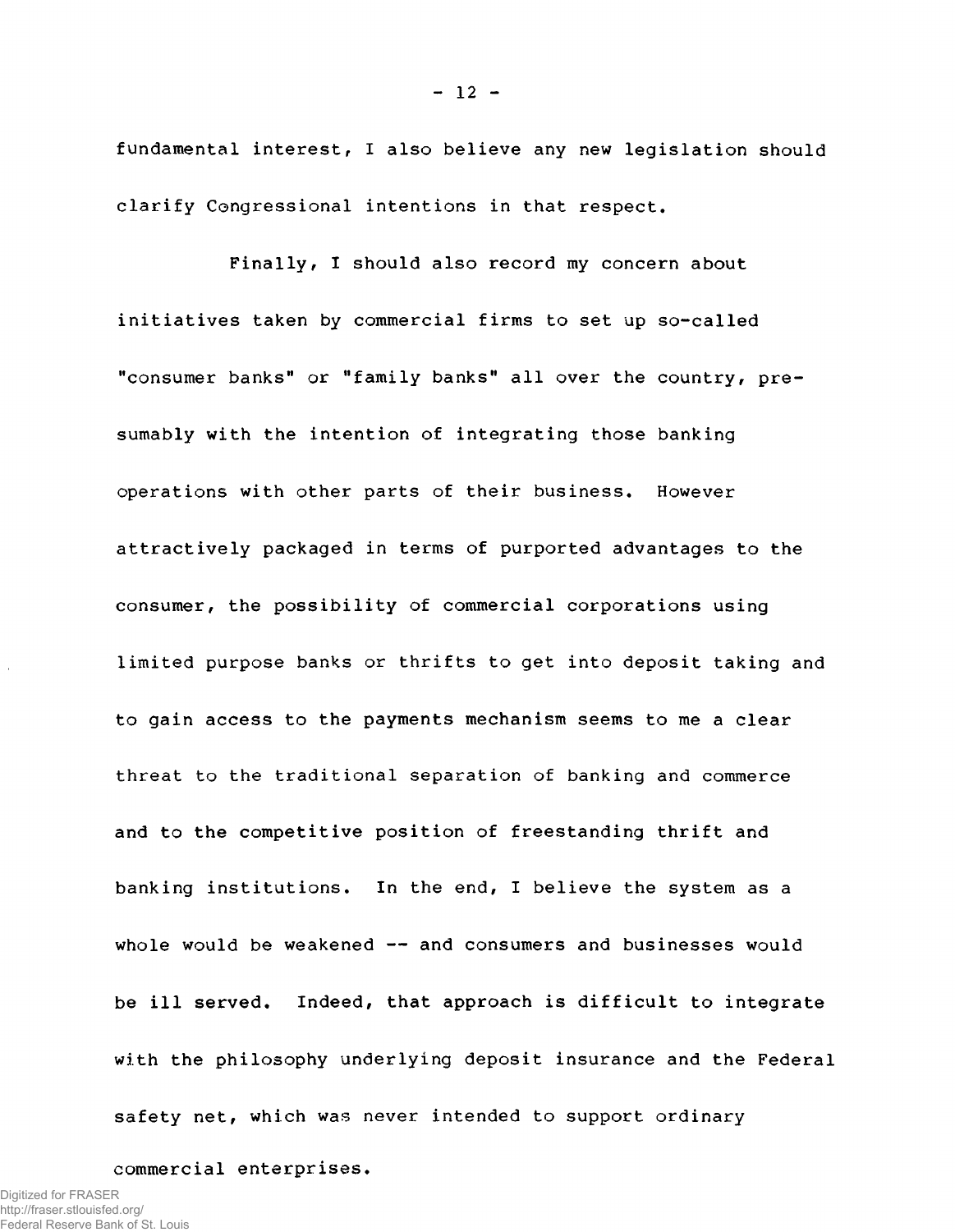fundamental interest, I also believe any new legislation should clarify Congressional intentions in that respect.

Finally, I should also record my concern about initiatives taken by commercial firms to set up so-called "consumer banks" or "family banks" all over the country, presumably with the intention of integrating those banking operations with other parts of their business. However attractively packaged in terms of purported advantages to the consumer, the possibility of commercial corporations using limited purpose banks or thrifts to get into deposit taking and to gain access to the payments mechanism seems to me a clear threat to the traditional separation of banking and commerce and to the competitive position of freestanding thrift and banking institutions. In the end, I believe the system as a whole would be weakened -- and consumers and businesses would be ill served. Indeed, that approach is difficult to integrate with the philosophy underlying deposit insurance and the Federal safety net, which was never intended to support ordinary commercial enterprises.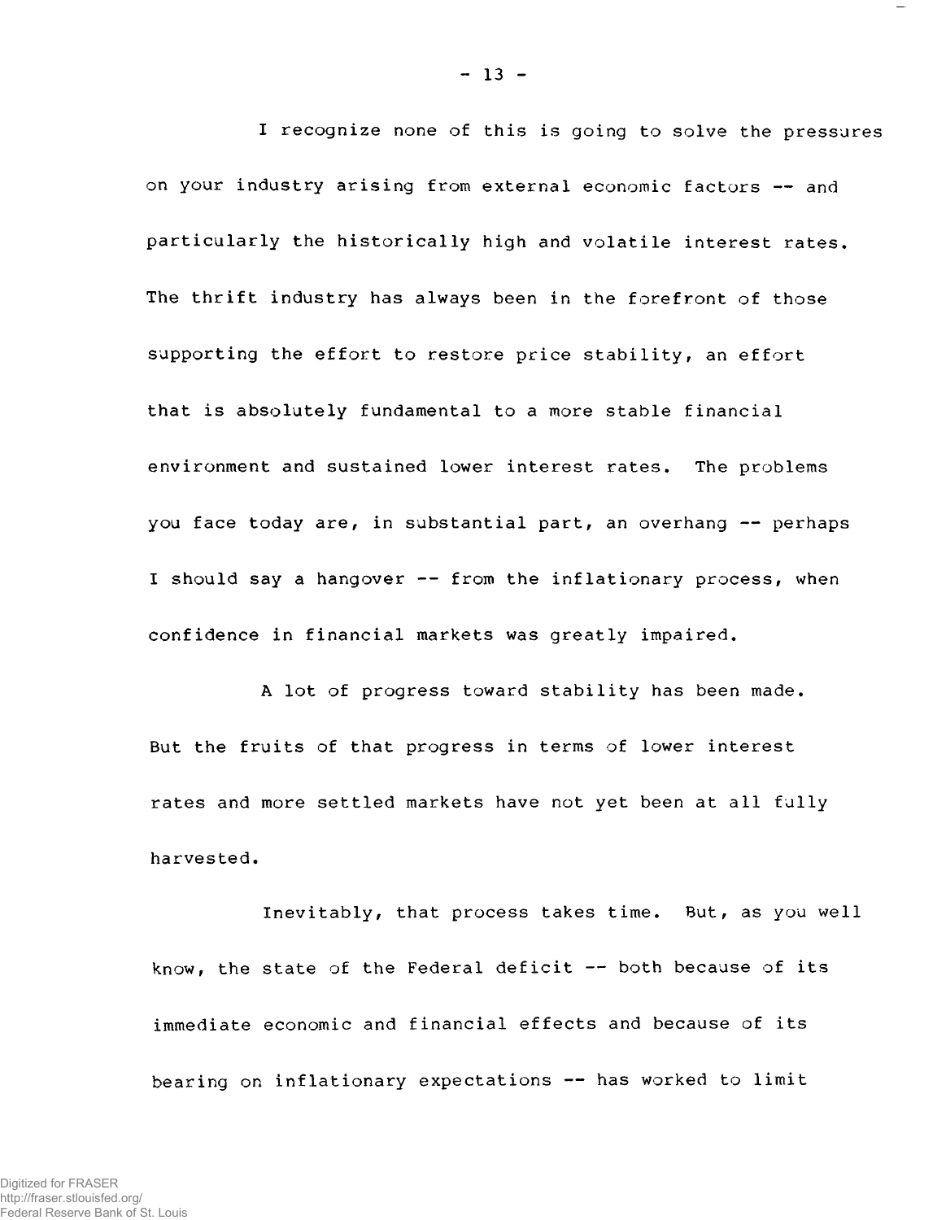I recognize none of this is going to solve the pressures on your industry arising from external economic factors -- and particularly the historically high and volatile interest rates. The thrift industry has always been in the forefront of those supporting the effort to restore price stability, an effort that is absolutely fundamental to a more stable financial environment and sustained lower interest rates. The problems you face today are, in substantial part, an overhang -- perhaps I should say a hangover -- from the inflationary process, when confidence in financial markets was greatly impaired.

A lot of progress toward stability has been made. But the fruits of that progress in terms of lower interest rates and more settled markets have not yet been at all fully harvested.

Inevitably, that process takes time. But, as you well know, the state of the Federal deficit -- both because of its immediate economic and financial effects and because of its bearing on inflationary expectations -- has worked to limit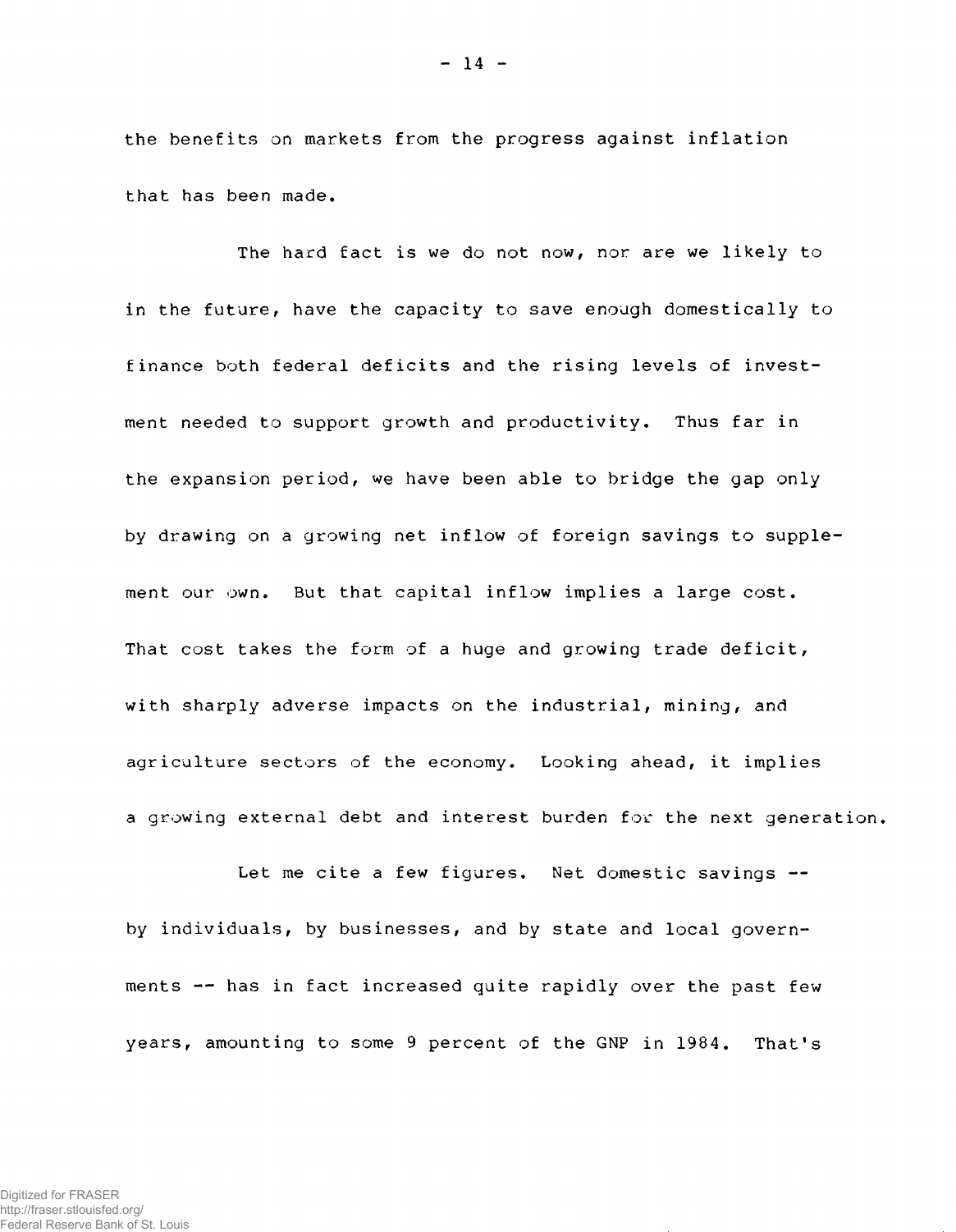the benefits on markets from the progress against inflation that has been made.

The hard fact is we do not now, nor are we likely to in the future, have the capacity to save enough domestically to finance both federal deficits and the rising levels of investment needed to support growth and productivity. Thus far in the expansion period, we have been able to bridge the gap only by drawing on a growing net inflow of foreign savings to supplement our own. But that capital inflow implies a large cost. That cost takes the form of a huge and growing trade deficit, with sharply adverse impacts on the industrial, mining, and agriculture sectors of the economy. Looking ahead, it implies a growing external debt and interest burden for the next generation.

Let me cite a few figures. Net domestic savings -- by individuals, by businesses, and by state and local governments -- has in fact increased quite rapidly over the past few years, amounting to some 9 percent of the GNP in 1984. That's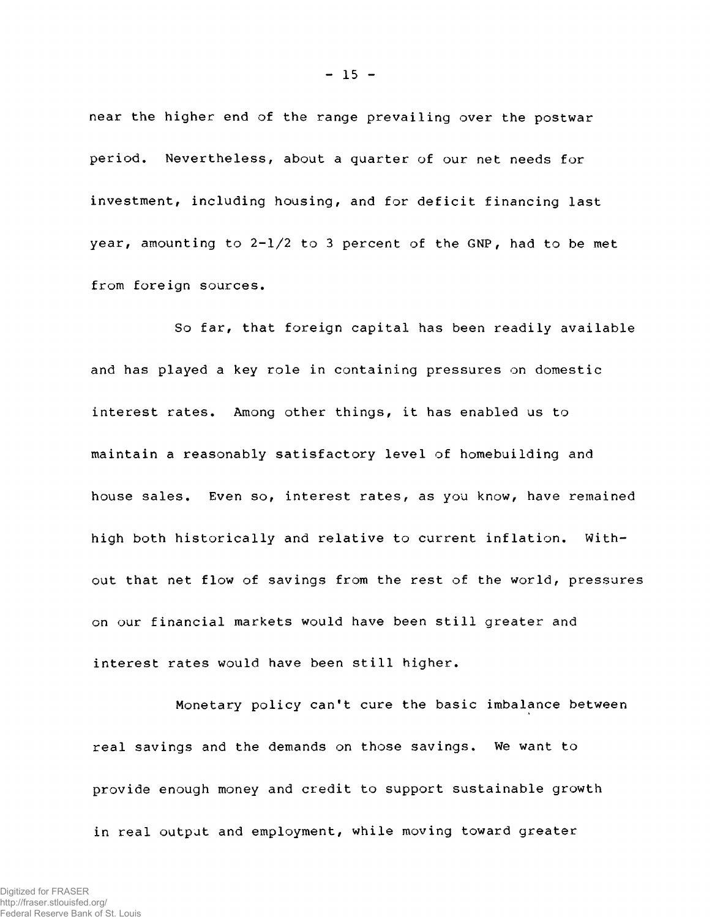near the higher end of the range prevailing over the postwar period. Nevertheless, about a quarter of our net needs for investment, including housing, and for deficit financing last year, amounting to 2-1/2 to 3 percent of the GNP, had to be met from foreign sources.

So far, that foreign capital has been readily available and has played a key role in containing pressures on domestic interest rates. Among other things, it has enabled us to maintain a reasonably satisfactory level of homebuilding and house sales. Even so, interest rates, as you know, have remained high both historically and relative to current inflation. Without that net flow of savings from the rest of the world, pressures on our financial markets would have been still greater and interest rates would have been still higher.

Monetary policy can't cure the basic imbalance between real savings and the demands on those savings. We want to provide enough money and credit to support sustainable growth in real output and employment, while moving toward greater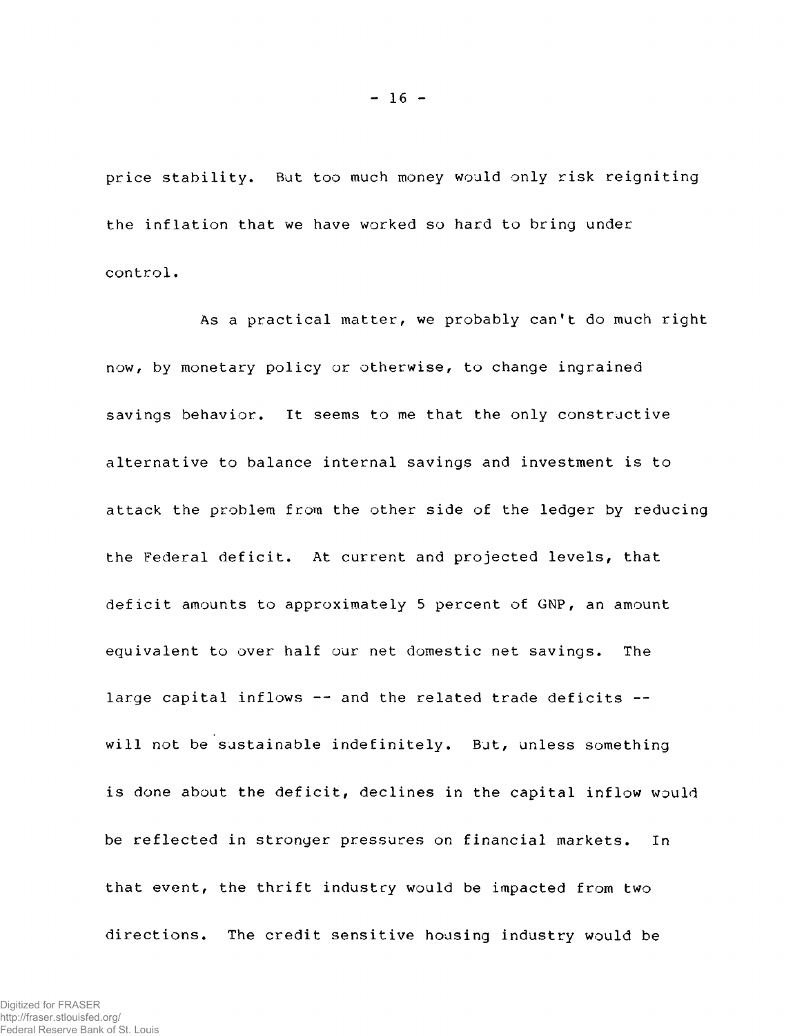price stability. But too much money would only risk reigniting the inflation that we have worked so hard to bring under control.

As a practical matter, we probably can't do much right now, by monetary policy or otherwise, to change ingrained savings behavior. It seems to me that the only constructive alternative to balance internal savings and investment is to attack the problem from the other side of the ledger by reducing the Federal deficit. At current and projected levels, that deficit amounts to approximately 5 percent of GNP, an amount equivalent to over half our net domestic net savings. The large capital inflows -- and the related trade deficits -- will not be sustainable indefinitely. But, unless something is done about the deficit, declines in the capital inflow would be reflected in stronger pressures on financial markets. In that event, the thrift industry would be impacted from two directions. The credit sensitive housing industry would be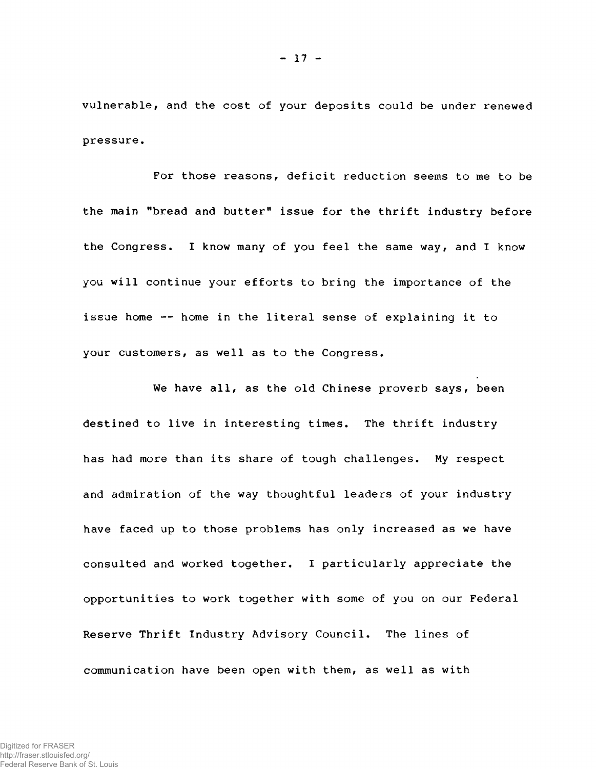vulnerable, and the cost of your deposits could be under renewed pressure.

For those reasons, deficit reduction seems to me to be the main "bread and butter" issue for the thrift industry before the Congress. I know many of you feel the same way, and I know you will continue your efforts to bring the importance of the issue home -- home in the literal sense of explaining it to your customers, as well as to the Congress.

We have all, as the old Chinese proverb says, been destined to live in interesting times. The thrift industry has had more than its share of tough challenges. My respect and admiration of the way thoughtful leaders of your industry have faced up to those problems has only increased as we have consulted and worked together. I particularly appreciate the opportunities to work together with some of you on our Federal Reserve Thrift Industry Advisory Council. The lines of communication have been open with them, as well as with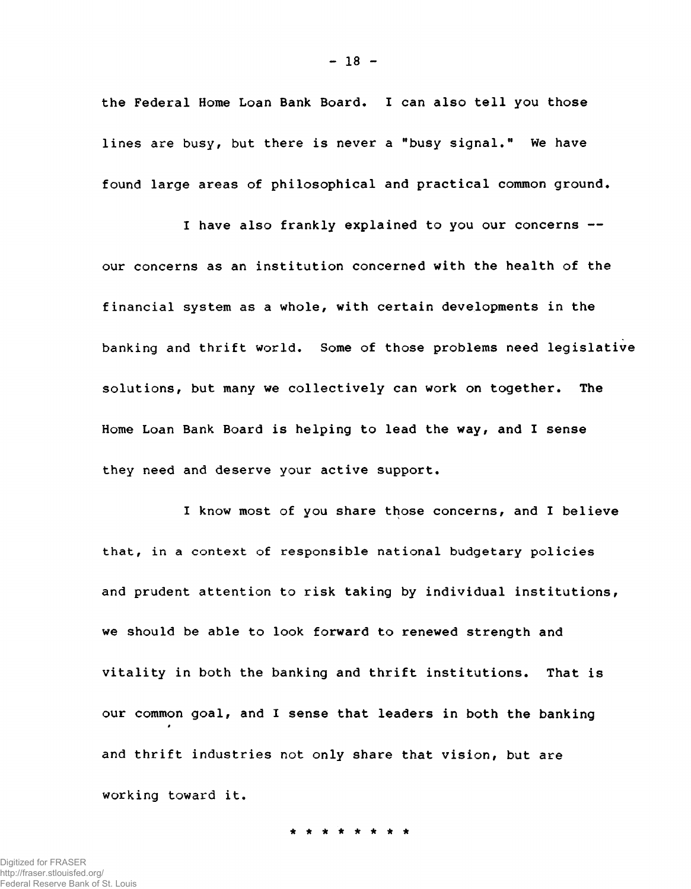the Federal Home Loan Bank Board. I can also tell you those lines are busy, but there is never a "busy signal." We have found large areas of philosophical and practical common ground.

I have also frankly explained to you our concerns -- our concerns as an institution concerned with the health of the financial system as a whole, with certain developments in the banking and thrift world. Some of those problems need legislative solutions, but many we collectively can work on together. The Home Loan Bank Board is helping to lead the way, and I sense they need and deserve your active support.

I know most of you share those concerns, and I believe that, in a context of responsible national budgetary policies and prudent attention to risk taking by individual institutions, we should be able to look forward to renewed strength and vitality in both the banking and thrift institutions. That is our common goal, and I sense that leaders in both the banking and thrift industries not only share that vision, but are working toward it.

* * * * * * * * *